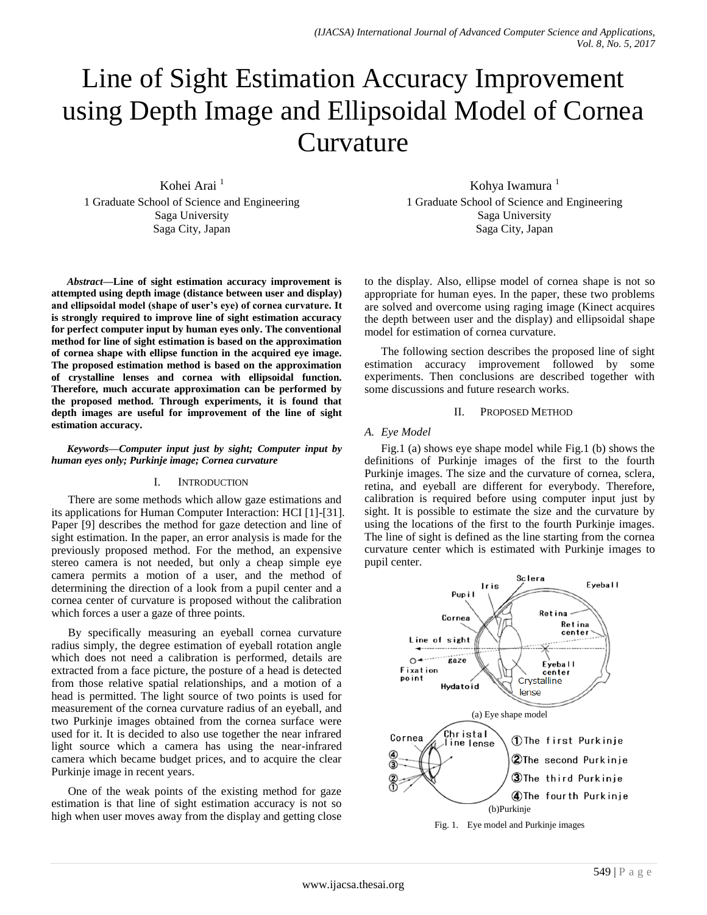# Line of Sight Estimation Accuracy Improvement using Depth Image and Ellipsoidal Model of Cornea Curvature

Kohei Arai [1]
1 Graduate School of Science and Engineering
Saga University
Saga City, Japan

Kohya Iwamura [1]
1 Graduate School of Science and Engineering
Saga University
Saga City, Japan

***Abstract*—Line of sight estimation accuracy improvement is attempted using depth image (distance between user and display) and ellipsoidal model (shape of user's eye) of cornea curvature. It is strongly required to improve line of sight estimation accuracy for perfect computer input by human eyes only. The conventional method for line of sight estimation is based on the approximation of cornea shape with ellipse function in the acquired eye image. The proposed estimation method is based on the approximation of crystalline lenses and cornea with ellipsoidal function. Therefore, much accurate approximation can be performed by the proposed method. Through experiments, it is found that depth images are useful for improvement of the line of sight estimation accuracy.**

***Keywords*—Computer input just by sight; Computer input by human eyes only; Purkinje image; Cornea curvature**

## I. Introduction

There are some methods which allow gaze estimations and its applications for Human Computer Interaction: HCI [1]-[31]. Paper [9] describes the method for gaze detection and line of sight estimation. In the paper, an error analysis is made for the previously proposed method. For the method, an expensive stereo camera is not needed, but only a cheap simple eye camera permits a motion of a user, and the method of determining the direction of a look from a pupil center and a cornea center of curvature is proposed without the calibration which forces a user a gaze of three points.

By specifically measuring an eyeball cornea curvature radius simply, the degree estimation of eyeball rotation angle which does not need a calibration is performed, details are extracted from a face picture, the posture of a head is detected from those relative spatial relationships, and a motion of a head is permitted. The light source of two points is used for measurement of the cornea curvature radius of an eyeball, and two Purkinje images obtained from the cornea surface were used for it. It is decided to also use together the near infrared light source which a camera has using the near-infrared camera which became budget prices, and to acquire the clear Purkinje image in recent years.

One of the weak points of the existing method for gaze estimation is that line of sight estimation accuracy is not so high when user moves away from the display and getting close to the display. Also, ellipse model of cornea shape is not so appropriate for human eyes. In the paper, these two problems are solved and overcome using raging image (Kinect acquires the depth between user and the display) and ellipsoidal shape model for estimation of cornea curvature.

The following section describes the proposed line of sight estimation accuracy improvement followed by some experiments. Then conclusions are described together with some discussions and future research works.

## II. Proposed Method

### *A. Eye Model*

Fig.1 (a) shows eye shape model while Fig.1 (b) shows the definitions of Purkinje images of the first to the fourth Purkinje images. The size and the curvature of cornea, sclera, retina, and eyeball are different for everybody. Therefore, calibration is required before using computer input just by sight. It is possible to estimate the size and the curvature by using the locations of the first to the fourth Purkinje images. The line of sight is defined as the line starting from the cornea curvature center which is estimated with Purkinje images to pupil center.

(a) Eye shape model

(b)Purkinje

Fig. 1. Eye model and Purkinje images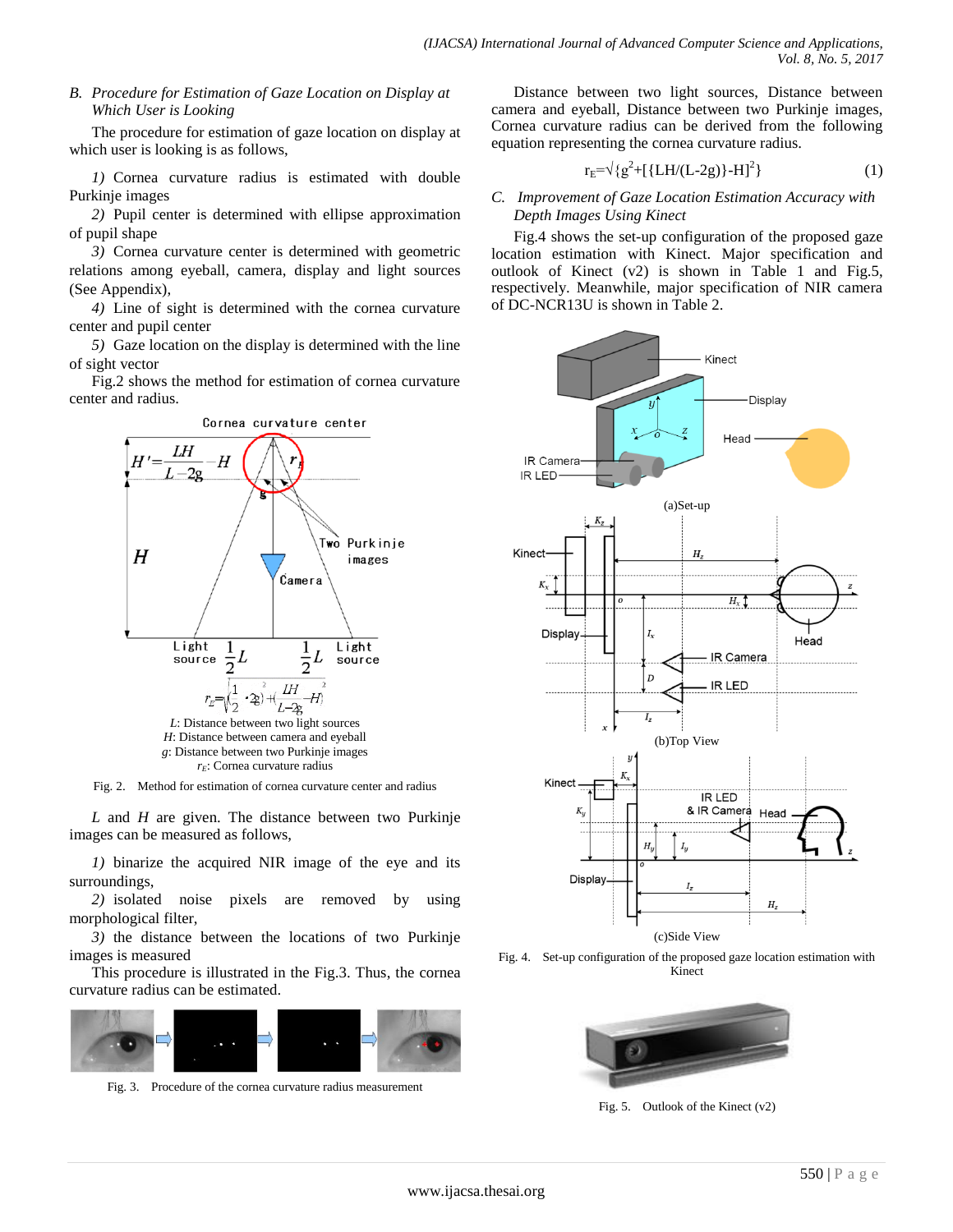*B. Procedure for Estimation of Gaze Location on Display at Which User is Looking*

The procedure for estimation of gaze location on display at which user is looking is as follows,

*1)* Cornea curvature radius is estimated with double Purkinje images

*2)* Pupil center is determined with ellipse approximation of pupil shape

*3)* Cornea curvature center is determined with geometric relations among eyeball, camera, display and light sources (See Appendix),

*4)* Line of sight is determined with the cornea curvature center and pupil center

*5)* Gaze location on the display is determined with the line of sight vector

Fig.2 shows the method for estimation of cornea curvature center and radius.

$L$: Distance between two light sources
$H$: Distance between camera and eyeball
$g$: Distance between two Purkinje images
$r_E$: Cornea curvature radius

Fig. 2. Method for estimation of cornea curvature center and radius

$L$ and $H$ are given. The distance between two Purkinje images can be measured as follows,

*1)* binarize the acquired NIR image of the eye and its surroundings,

*2)* isolated noise pixels are removed by using morphological filter,

*3)* the distance between the locations of two Purkinje images is measured

This procedure is illustrated in the Fig.3. Thus, the cornea curvature radius can be estimated.

Fig. 3. Procedure of the cornea curvature radius measurement

Distance between two light sources, Distance between camera and eyeball, Distance between two Purkinje images, Cornea curvature radius can be derived from the following equation representing the cornea curvature radius.

$$r_E=\sqrt{g^2+[\{LH/(L-2g)\}-H]^2} \quad (1)$$

*C. Improvement of Gaze Location Estimation Accuracy with Depth Images Using Kinect*

Fig.4 shows the set-up configuration of the proposed gaze location estimation with Kinect. Major specification and outlook of Kinect (v2) is shown in Table 1 and Fig.5, respectively. Meanwhile, major specification of NIR camera of DC-NCR13U is shown in Table 2.

(a)Set-up

(b)Top View

(c)Side View

Fig. 4. Set-up configuration of the proposed gaze location estimation with Kinect

Fig. 5. Outlook of the Kinect (v2)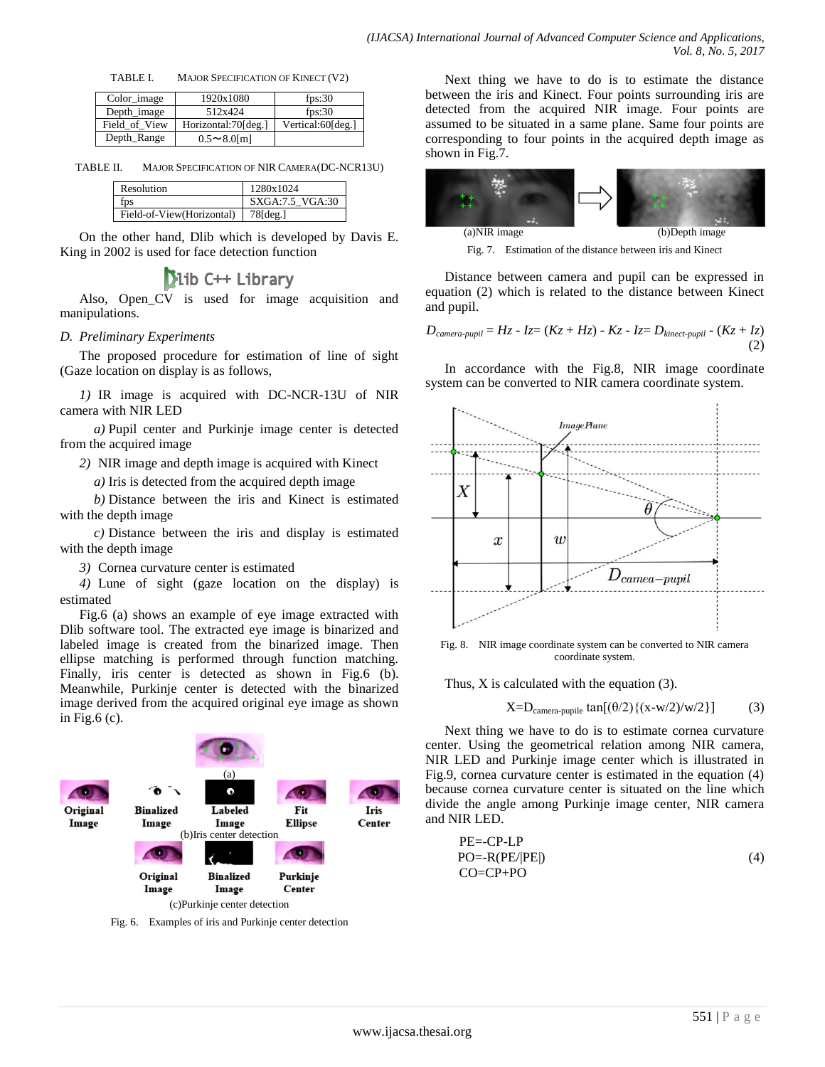TABLE I. MAJOR SPECIFICATION OF KINECT (V2)

| Color_image | 1920x1080 | fps:30 |
|---|---|---|
| Depth_image | 512x424 | fps:30 |
| Field_of_View | Horizontal:70[deg.] | Vertical:60[deg.] |
| Depth_Range | 0.5～8.0[m] | |

TABLE II. MAJOR SPECIFICATION OF NIR CAMERA(DC-NCR13U)

| Resolution | 1280x1024 |
|---|---|
| fps | SXGA:7.5_VGA:30 |
| Field-of-View(Horizontal) | 78[deg.] |

On the other hand, Dlib which is developed by Davis E. King in 2002 is used for face detection function

Dlib C++ Library

Also, Open_CV is used for image acquisition and manipulations.

*D. Preliminary Experiments*

The proposed procedure for estimation of line of sight (Gaze location on display is as follows,

*1)* IR image is acquired with DC-NCR-13U of NIR camera with NIR LED

*a)* Pupil center and Purkinje image center is detected from the acquired image

*2)* NIR image and depth image is acquired with Kinect

*a)* Iris is detected from the acquired depth image

*b)* Distance between the iris and Kinect is estimated with the depth image

*c)* Distance between the iris and display is estimated with the depth image

*3)* Cornea curvature center is estimated

*4)* Lune of sight (gaze location on the display) is estimated

Fig.6 (a) shows an example of eye image extracted with Dlib software tool. The extracted eye image is binarized and labeled image is created from the binarized image. Then ellipse matching is performed through function matching. Finally, iris center is detected as shown in Fig.6 (b). Meanwhile, Purkinje center is detected with the binarized image derived from the acquired original eye image as shown in Fig.6 (c).

(a)

Original Image, Binalized Image, Labeled Image, Fit Ellipse, Iris Center

(b)Iris center detection

Original Image, Binalized Image, Purkinje Center

(c)Purkinje center detection

Fig. 6. Examples of iris and Purkinje center detection

Next thing we have to do is to estimate the distance between the iris and Kinect. Four points surrounding iris are detected from the acquired NIR image. Four points are assumed to be situated in a same plane. Same four points are corresponding to four points in the acquired depth image as shown in Fig.7.

(a)NIR image (b)Depth image

Fig. 7. Estimation of the distance between iris and Kinect

Distance between camera and pupil can be expressed in equation (2) which is related to the distance between Kinect and pupil.

$$D_{camera\text{-}pupil} = Hz - Iz = (Kz + Hz) - Kz - Iz = D_{kinect\text{-}pupil} - (Kz + Iz) \quad (2)$$

In accordance with the Fig.8, NIR image coordinate system can be converted to NIR camera coordinate system.

Fig. 8. NIR image coordinate system can be converted to NIR camera coordinate system.

Thus, X is calculated with the equation (3).

$$X = D_{camera\text{-}pupile} \tan[(\theta/2)\{(x-w/2)/w/2\}] \quad (3)$$

Next thing we have to do is to estimate cornea curvature center. Using the geometrical relation among NIR camera, NIR LED and Purkinje image center which is illustrated in Fig.9, cornea curvature center is estimated in the equation (4) because cornea curvature center is situated on the line which divide the angle among Purkinje image center, NIR camera and NIR LED.

$$\begin{aligned} PE &= -CP - LP \\ PO &= -R(PE/|PE|) \\ CO &= CP + PO \end{aligned} \quad (4)$$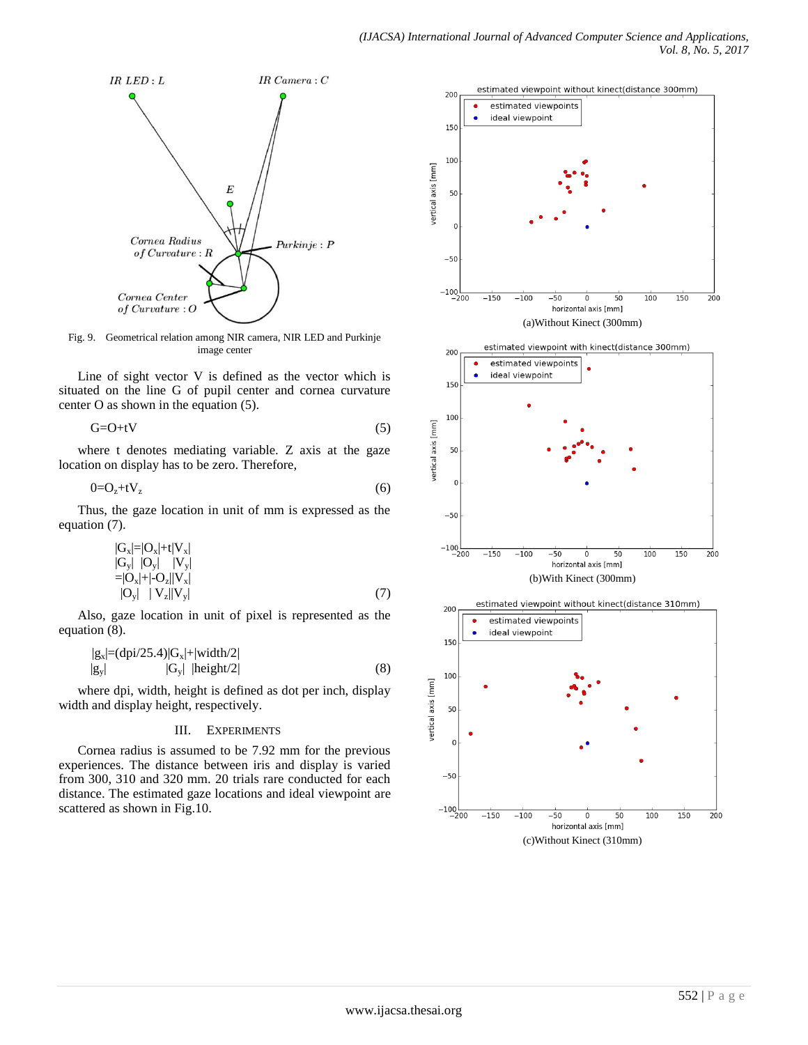Fig. 9. Geometrical relation among NIR camera, NIR LED and Purkinje image center

Line of sight vector V is defined as the vector which is situated on the line G of pupil center and cornea curvature center O as shown in the equation (5).

$$G=O+tV \tag{5}$$

where t denotes mediating variable. Z axis at the gaze location on display has to be zero. Therefore,

$$0=O_z+tV_z \tag{6}$$

Thus, the gaze location in unit of mm is expressed as the equation (7).

$$\begin{vmatrix}G_x\\G_y\end{vmatrix}=\begin{vmatrix}O_x\\O_y\end{vmatrix}+t\begin{vmatrix}V_x\\V_y\end{vmatrix}=\begin{vmatrix}O_x\\O_y\end{vmatrix}+\begin{vmatrix}-O_z\\V_z\end{vmatrix}\begin{vmatrix}V_x\\V_y\end{vmatrix} \tag{7}$$

Also, gaze location in unit of pixel is represented as the equation (8).

$$\begin{vmatrix}g_x\\g_y\end{vmatrix}=(dpi/25.4)\begin{vmatrix}G_x\\G_y\end{vmatrix}+\begin{vmatrix}width/2\\height/2\end{vmatrix} \tag{8}$$

where dpi, width, height is defined as dot per inch, display width and display height, respectively.

## III. Experiments

Cornea radius is assumed to be 7.92 mm for the previous experiences. The distance between iris and display is varied from 300, 310 and 320 mm. 20 trials rare conducted for each distance. The estimated gaze locations and ideal viewpoint are scattered as shown in Fig.10.

(a)Without Kinect (300mm)

(b)With Kinect (300mm)

(c)Without Kinect (310mm)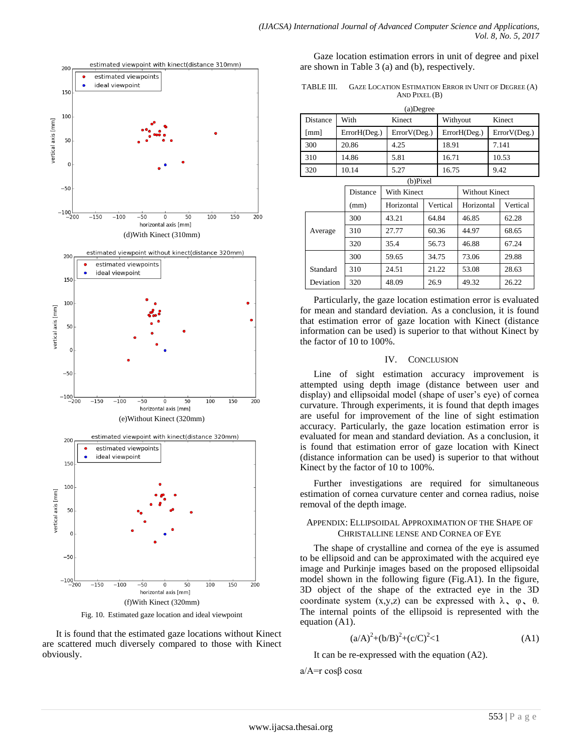(d)With Kinect (310mm)

(e)Without Kinect (320mm)

(f)With Kinect (320mm)

Fig. 10. Estimated gaze location and ideal viewpoint

It is found that the estimated gaze locations without Kinect are scattered much diversely compared to those with Kinect obviously.

Gaze location estimation errors in unit of degree and pixel are shown in Table 3 (a) and (b), respectively.

TABLE III. GAZE LOCATION ESTIMATION ERROR IN UNIT OF DEGREE (A) AND PIXEL (B)

(a)Degree

| Distance | With | Kinect | Withyout | Kinect |
|---|---|---|---|---|
| [mm] | ErrorH(Deg.) | ErrorV(Deg.) | ErrorH(Deg.) | ErrorV(Deg.) |
| 300 | 20.86 | 4.25 | 18.91 | 7.141 |
| 310 | 14.86 | 5.81 | 16.71 | 10.53 |
| 320 | 10.14 | 5.27 | 16.75 | 9.42 |

(b)Pixel

| | Distance | With Kinect | | Without Kinect | |
|---|---|---|---|---|---|
| | (mm) | Horizontal | Vertical | Horizontal | Vertical |
| Average | 300 | 43.21 | 64.84 | 46.85 | 62.28 |
| | 310 | 27.77 | 60.36 | 44.97 | 68.65 |
| | 320 | 35.4 | 56.73 | 46.88 | 67.24 |
| Standard Deviation | 300 | 59.65 | 34.75 | 73.06 | 29.88 |
| | 310 | 24.51 | 21.22 | 53.08 | 28.63 |
| | 320 | 48.09 | 26.9 | 49.32 | 26.22 |

Particularly, the gaze location estimation error is evaluated for mean and standard deviation. As a conclusion, it is found that estimation error of gaze location with Kinect (distance information can be used) is superior to that without Kinect by the factor of 10 to 100%.

## IV. CONCLUSION

Line of sight estimation accuracy improvement is attempted using depth image (distance between user and display) and ellipsoidal model (shape of user's eye) of cornea curvature. Through experiments, it is found that depth images are useful for improvement of the line of sight estimation accuracy. Particularly, the gaze location estimation error is evaluated for mean and standard deviation. As a conclusion, it is found that estimation error of gaze location with Kinect (distance information can be used) is superior to that without Kinect by the factor of 10 to 100%.

Further investigations are required for simultaneous estimation of cornea curvature center and cornea radius, noise removal of the depth image.

## APPENDIX: ELLIPSOIDAL APPROXIMATION OF THE SHAPE OF CHRISTALLINE LENSE AND CORNEA OF EYE

The shape of crystalline and cornea of the eye is assumed to be ellipsoid and can be approximated with the acquired eye image and Purkinje images based on the proposed ellipsoidal model shown in the following figure (Fig.A1). In the figure, 3D object of the shape of the extracted eye in the 3D coordinate system (x,y,z) can be expressed with λ、φ、θ. The internal points of the ellipsoid is represented with the equation (A1).

$$(a/A)^2+(b/B)^2+(c/C)^2<1 \quad \text{(A1)}$$

It can be re-expressed with the equation (A2).

$a/A = r \cos\beta \cos\alpha$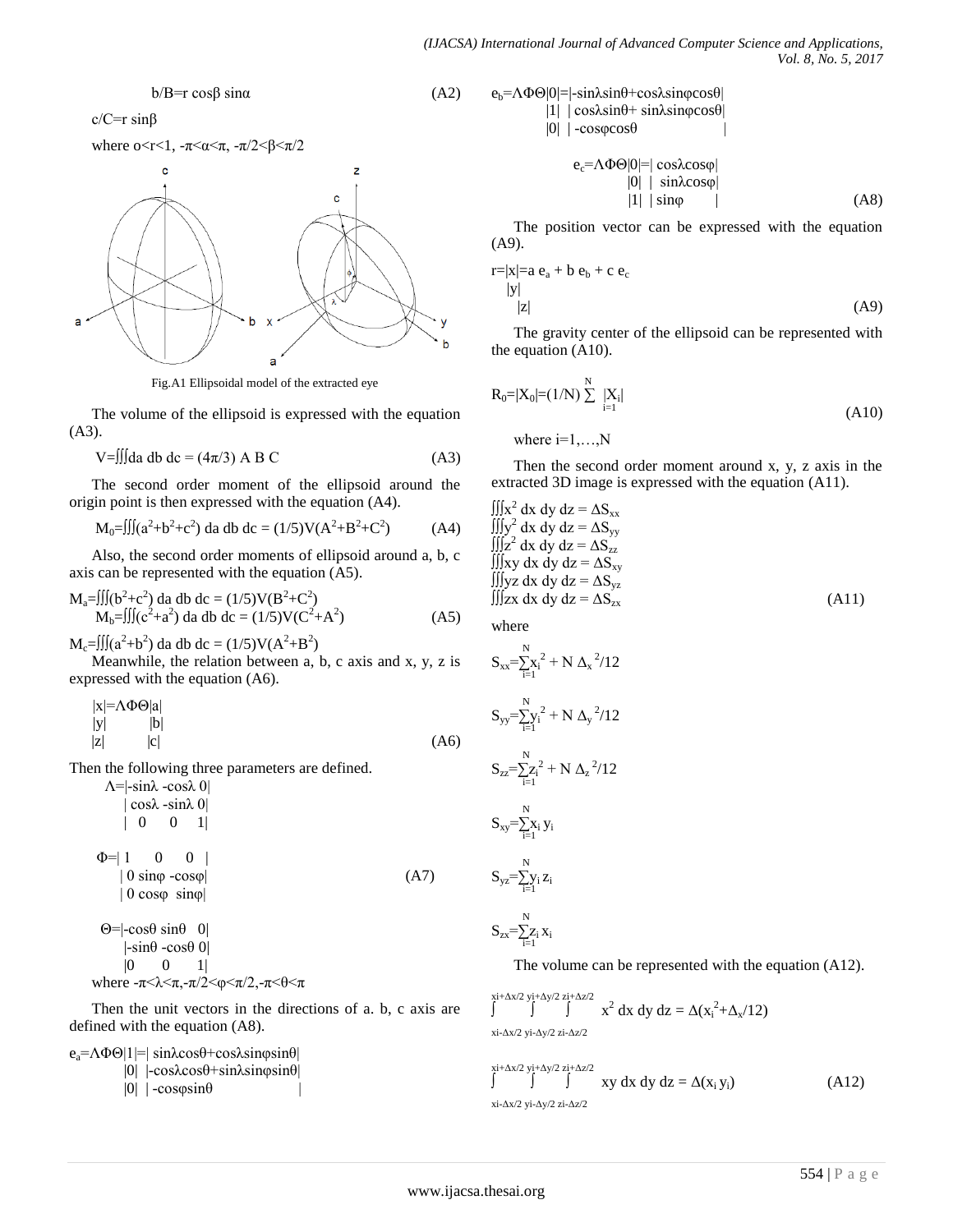$$b/B = r \cos\beta \sin\alpha \quad \text{(A2)}$$

$$c/C = r \sin\beta$$

where $0<r<1$, $-\pi<\alpha<\pi$, $-\pi/2<\beta<\pi/2$

Fig.A1 Ellipsoidal model of the extracted eye

The volume of the ellipsoid is expressed with the equation (A3).

$$V = \iiint da\, db\, dc = (4\pi/3)\, A\, B\, C \quad \text{(A3)}$$

The second order moment of the ellipsoid around the origin point is then expressed with the equation (A4).

$$M_0 = \iiint (a^2+b^2+c^2)\, da\, db\, dc = (1/5)V(A^2+B^2+C^2) \quad \text{(A4)}$$

Also, the second order moments of ellipsoid around a, b, c axis can be represented with the equation (A5).

$$M_a = \iiint (b^2+c^2)\, da\, db\, dc = (1/5)V(B^2+C^2)$$

$$M_b = \iiint (c^2+a^2)\, da\, db\, dc = (1/5)V(C^2+A^2) \quad \text{(A5)}$$

$$M_c = \iiint (a^2+b^2)\, da\, db\, dc = (1/5)V(A^2+B^2)$$

Meanwhile, the relation between a, b, c axis and x, y, z is expressed with the equation (A6).

$$\begin{pmatrix} x \\ y \\ z \end{pmatrix} = \Lambda\Phi\Theta \begin{pmatrix} a \\ b \\ c \end{pmatrix} \quad \text{(A6)}$$

Then the following three parameters are defined.

$$\Lambda = \begin{pmatrix} -\sin\lambda & -\cos\lambda & 0 \\ \cos\lambda & -\sin\lambda & 0 \\ 0 & 0 & 1 \end{pmatrix}$$

$$\Phi = \begin{pmatrix} 1 & 0 & 0 \\ 0 & \sin\varphi & -\cos\varphi \\ 0 & \cos\varphi & \sin\varphi \end{pmatrix} \quad \text{(A7)}$$

$$\Theta = \begin{pmatrix} -\cos\theta & \sin\theta & 0 \\ -\sin\theta & -\cos\theta & 0 \\ 0 & 0 & 1 \end{pmatrix}$$

where $-\pi<\lambda<\pi$, $-\pi/2<\varphi<\pi/2$, $-\pi<\theta<\pi$

Then the unit vectors in the directions of a. b, c axis are defined with the equation (A8).

$$e_a = \Lambda\Phi\Theta \begin{pmatrix} 1 \\ 0 \\ 0 \end{pmatrix} = \begin{pmatrix} \sin\lambda\cos\theta + \cos\lambda\sin\varphi\sin\theta \\ -\cos\lambda\cos\theta + \sin\lambda\sin\varphi\sin\theta \\ -\cos\varphi\sin\theta \end{pmatrix}$$

$$e_b = \Lambda\Phi\Theta \begin{pmatrix} 0 \\ 1 \\ 0 \end{pmatrix} = \begin{pmatrix} -\sin\lambda\sin\theta + \cos\lambda\sin\varphi\cos\theta \\ \cos\lambda\sin\theta + \sin\lambda\sin\varphi\cos\theta \\ -\cos\varphi\cos\theta \end{pmatrix}$$

$$e_c = \Lambda\Phi\Theta \begin{pmatrix} 0 \\ 0 \\ 1 \end{pmatrix} = \begin{pmatrix} \cos\lambda\cos\varphi \\ \sin\lambda\cos\varphi \\ \sin\varphi \end{pmatrix} \quad \text{(A8)}$$

The position vector can be expressed with the equation (A9).

$$r = \begin{pmatrix} x \\ y \\ z \end{pmatrix} = a\, e_a + b\, e_b + c\, e_c \quad \text{(A9)}$$

The gravity center of the ellipsoid can be represented with the equation (A10).

$$R_0 = |X_0| = (1/N) \sum_{i=1}^{N} |X_i| \quad \text{(A10)}$$

where $i=1,\ldots,N$

Then the second order moment around x, y, z axis in the extracted 3D image is expressed with the equation (A11).

$$\iiint x^2\, dx\, dy\, dz = \Delta S_{xx}$$
$$\iiint y^2\, dx\, dy\, dz = \Delta S_{yy}$$
$$\iiint z^2\, dx\, dy\, dz = \Delta S_{zz}$$
$$\iiint xy\, dx\, dy\, dz = \Delta S_{xy}$$
$$\iiint yz\, dx\, dy\, dz = \Delta S_{yz}$$
$$\iiint zx\, dx\, dy\, dz = \Delta S_{zx} \quad \text{(A11)}$$

where

$$S_{xx} = \sum_{i=1}^{N} x_i^2 + N\, \Delta_x^{\,2}/12$$

$$S_{yy} = \sum_{i=1}^{N} y_i^2 + N\, \Delta_y^{\,2}/12$$

$$S_{zz} = \sum_{i=1}^{N} z_i^2 + N\, \Delta_z^{\,2}/12$$

$$S_{xy} = \sum_{i=1}^{N} x_i\, y_i$$

$$S_{yz} = \sum_{i=1}^{N} y_i\, z_i$$

$$S_{zx} = \sum_{i=1}^{N} z_i\, x_i$$

The volume can be represented with the equation (A12).

$$\int_{x_i-\Delta x/2}^{x_i+\Delta x/2} \int_{y_i-\Delta y/2}^{y_i+\Delta y/2} \int_{z_i-\Delta z/2}^{z_i+\Delta z/2} x^2\, dx\, dy\, dz = \Delta(x_i^2 + \Delta_x/12)$$

$$\int_{x_i-\Delta x/2}^{x_i+\Delta x/2} \int_{y_i-\Delta y/2}^{y_i+\Delta y/2} \int_{z_i-\Delta z/2}^{z_i+\Delta z/2} xy\, dx\, dy\, dz = \Delta(x_i\, y_i) \quad \text{(A12)}$$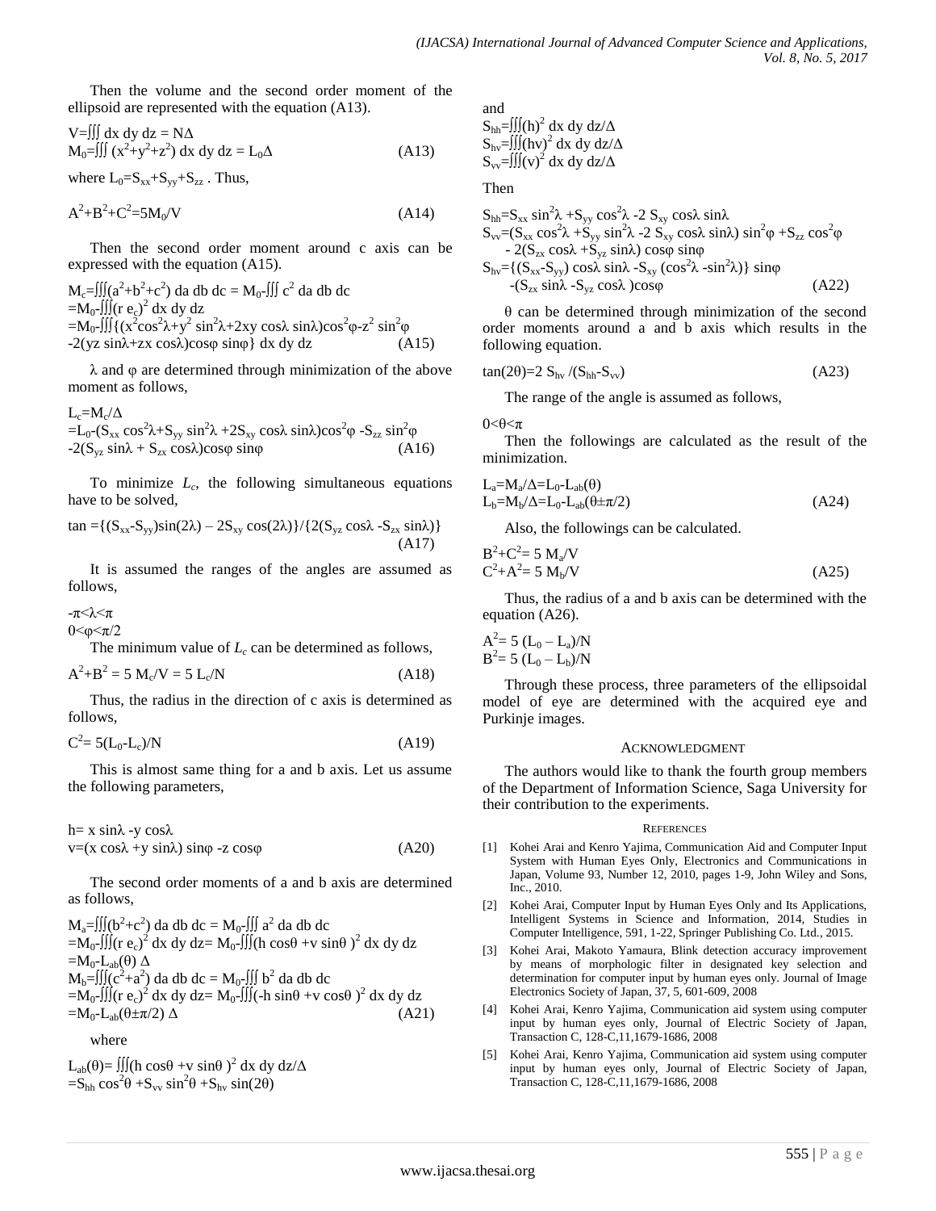Then the volume and the second order moment of the ellipsoid are represented with the equation (A13).

$$V=\iiint dx\, dy\, dz = N\Delta$$
$$M_0=\iiint (x^2+y^2+z^2)\, dx\, dy\, dz = L_0\Delta \qquad (A13)$$

where $L_0=S_{xx}+S_{yy}+S_{zz}$ . Thus,

$$A^2+B^2+C^2=5M_0/V \qquad (A14)$$

Then the second order moment around c axis can be expressed with the equation (A15).

$$M_c=\iiint(a^2+b^2+c^2)\, da\, db\, dc = M_0-\iiint c^2\, da\, db\, dc$$
$$=M_0-\iiint(r\, e_c)^2\, dx\, dy\, dz$$
$$=M_0-\iiint\{(x^2\cos^2\lambda+y^2 \sin^2\lambda+2xy \cos\lambda \sin\lambda)\cos^2\varphi-z^2 \sin^2\varphi$$
$$-2(yz \sin\lambda+zx \cos\lambda)\cos\varphi \sin\varphi\}\, dx\, dy\, dz \qquad (A15)$$

$\lambda$ and $\varphi$ are determined through minimization of the above moment as follows,

$$L_c=M_c/\Delta$$
$$=L_0-(S_{xx} \cos^2\lambda+S_{yy} \sin^2\lambda +2S_{xy} \cos\lambda \sin\lambda)\cos^2\varphi -S_{zz} \sin^2\varphi$$
$$-2(S_{yz} \sin\lambda + S_{zx} \cos\lambda)\cos\varphi \sin\varphi \qquad (A16)$$

To minimize $L_c$, the following simultaneous equations have to be solved,

$$\tan =\{(S_{xx}-S_{yy})\sin(2\lambda) – 2S_{xy} \cos(2\lambda)\}/\{2(S_{yz} \cos\lambda -S_{zx} \sin\lambda)\} \qquad (A17)$$

It is assumed the ranges of the angles are assumed as follows,

$-\pi<\lambda<\pi$
$0<\varphi<\pi/2$

The minimum value of $L_c$ can be determined as follows,

$$A^2+B^2 = 5 M_c/V = 5 L_c/N \qquad (A18)$$

Thus, the radius in the direction of c axis is determined as follows,

$$C^2= 5(L_0-L_c)/N \qquad (A19)$$

This is almost same thing for a and b axis. Let us assume the following parameters,

$$h= x \sin\lambda -y \cos\lambda$$
$$v=(x \cos\lambda +y \sin\lambda) \sin\varphi -z \cos\varphi \qquad (A20)$$

The second order moments of a and b axis are determined as follows,

$$M_a=\iiint(b^2+c^2)\, da\, db\, dc = M_0-\iiint a^2\, da\, db\, dc$$
$$=M_0-\iiint(r\, e_c)^2\, dx\, dy\, dz= M_0-\iiint(h \cos\theta +v \sin\theta )^2\, dx\, dy\, dz$$
$$=M_0-L_{ab}(\theta)\, \Delta$$
$$M_b=\iiint(c^2+a^2)\, da\, db\, dc = M_0-\iiint b^2\, da\, db\, dc$$
$$=M_0-\iiint(r\, e_c)^2\, dx\, dy\, dz= M_0-\iiint(-h \sin\theta +v \cos\theta )^2\, dx\, dy\, dz$$
$$=M_0-L_{ab}(\theta\pm\pi/2)\, \Delta \qquad (A21)$$

where

$$L_{ab}(\theta)= \iiint(h \cos\theta +v \sin\theta )^2\, dx\, dy\, dz/\Delta$$
$$=S_{hh} \cos^2\theta +S_{vv} \sin^2\theta +S_{hv} \sin(2\theta)$$

and

$$S_{hh}=\iiint(h)^2\, dx\, dy\, dz/\Delta$$
$$S_{hv}=\iiint(hv)^2\, dx\, dy\, dz/\Delta$$
$$S_{vv}=\iiint(v)^2\, dx\, dy\, dz/\Delta$$

Then

$$S_{hh}=S_{xx} \sin^2\lambda +S_{yy} \cos^2\lambda -2 S_{xy} \cos\lambda \sin\lambda$$
$$S_{vv}=(S_{xx} \cos^2\lambda +S_{yy} \sin^2\lambda -2 S_{xy} \cos\lambda \sin\lambda) \sin^2\varphi +S_{zz} \cos^2\varphi$$
$$- 2(S_{zx} \cos\lambda +S_{yz} \sin\lambda) \cos\varphi \sin\varphi$$
$$S_{hv}=\{(S_{xx}-S_{yy}) \cos\lambda \sin\lambda -S_{xy} (\cos^2\lambda -\sin^2\lambda)\} \sin\varphi$$
$$-(S_{zx} \sin\lambda -S_{yz} \cos\lambda )\cos\varphi \qquad (A22)$$

$\theta$ can be determined through minimization of the second order moments around a and b axis which results in the following equation.

$$\tan(2\theta)=2\, S_{hv} /(S_{hh}-S_{vv}) \qquad (A23)$$

The range of the angle is assumed as follows,

$0<\theta<\pi$

Then the followings are calculated as the result of the minimization.

$$L_a=M_a/\Delta=L_0-L_{ab}(\theta)$$
$$L_b=M_b/\Delta=L_0-L_{ab}(\theta\pm\pi/2) \qquad (A24)$$

Also, the followings can be calculated.

$$B^2+C^2= 5\, M_a/V$$
$$C^2+A^2= 5\, M_b/V \qquad (A25)$$

Thus, the radius of a and b axis can be determined with the equation (A26).

$$A^2= 5\, (L_0 – L_a)/N$$
$$B^2= 5\, (L_0 – L_b)/N$$

Through these process, three parameters of the ellipsoidal model of eye are determined with the acquired eye and Purkinje images.

## ACKNOWLEDGMENT

The authors would like to thank the fourth group members of the Department of Information Science, Saga University for their contribution to the experiments.

## REFERENCES

[1] Kohei Arai and Kenro Yajima, Communication Aid and Computer Input System with Human Eyes Only, Electronics and Communications in Japan, Volume 93, Number 12, 2010, pages 1-9, John Wiley and Sons, Inc., 2010.

[2] Kohei Arai, Computer Input by Human Eyes Only and Its Applications, Intelligent Systems in Science and Information, 2014, Studies in Computer Intelligence, 591, 1-22, Springer Publishing Co. Ltd., 2015.

[3] Kohei Arai, Makoto Yamaura, Blink detection accuracy improvement by means of morphologic filter in designated key selection and determination for computer input by human eyes only. Journal of Image Electronics Society of Japan, 37, 5, 601-609, 2008

[4] Kohei Arai, Kenro Yajima, Communication aid system using computer input by human eyes only, Journal of Electric Society of Japan, Transaction C, 128-C,11,1679-1686, 2008

[5] Kohei Arai, Kenro Yajima, Communication aid system using computer input by human eyes only, Journal of Electric Society of Japan, Transaction C, 128-C,11,1679-1686, 2008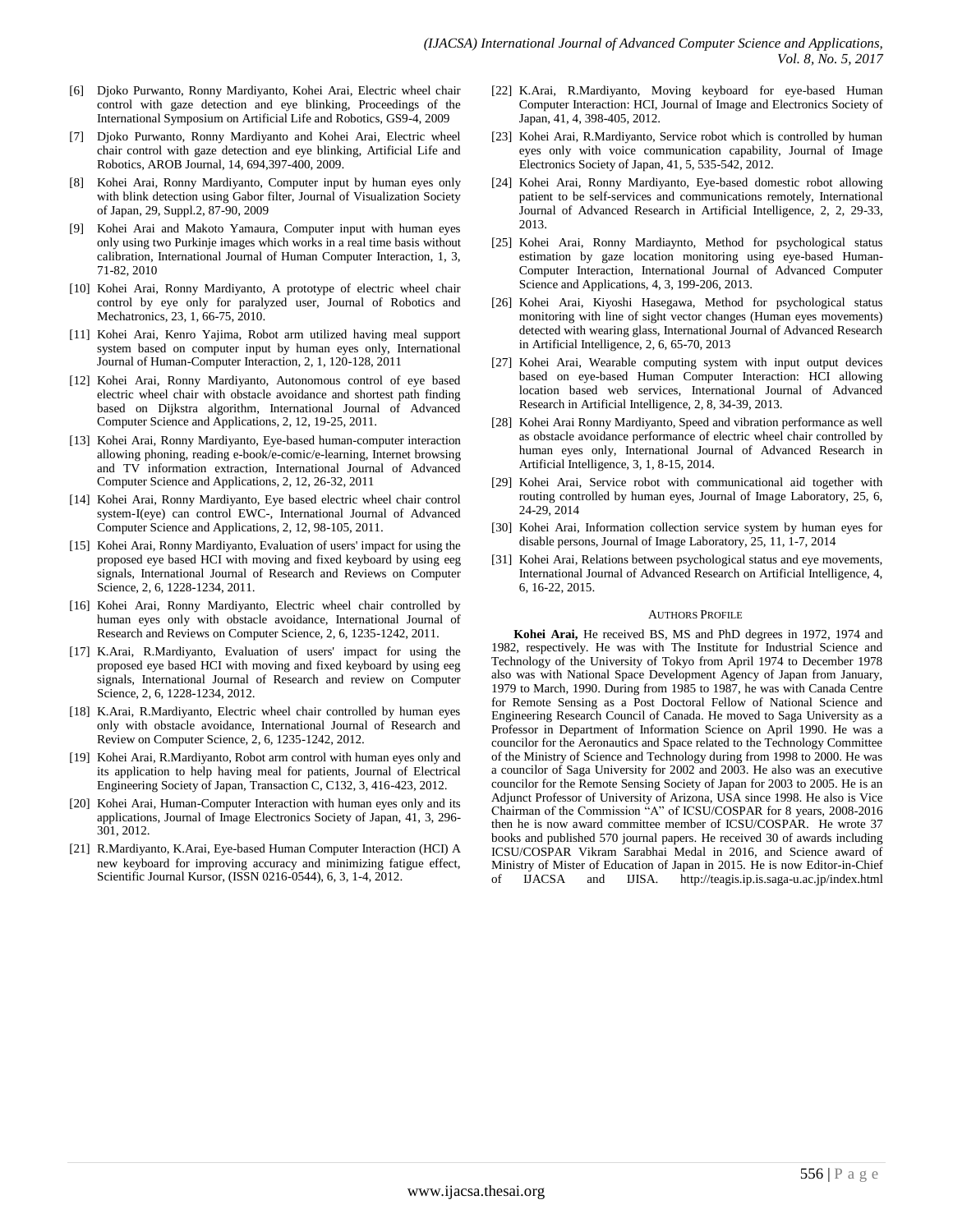[6] Djoko Purwanto, Ronny Mardiyanto, Kohei Arai, Electric wheel chair control with gaze detection and eye blinking, Proceedings of the International Symposium on Artificial Life and Robotics, GS9-4, 2009

[7] Djoko Purwanto, Ronny Mardiyanto and Kohei Arai, Electric wheel chair control with gaze detection and eye blinking, Artificial Life and Robotics, AROB Journal, 14, 694,397-400, 2009.

[8] Kohei Arai, Ronny Mardiyanto, Computer input by human eyes only with blink detection using Gabor filter, Journal of Visualization Society of Japan, 29, Suppl.2, 87-90, 2009

[9] Kohei Arai and Makoto Yamaura, Computer input with human eyes only using two Purkinje images which works in a real time basis without calibration, International Journal of Human Computer Interaction, 1, 3, 71-82, 2010

[10] Kohei Arai, Ronny Mardiyanto, A prototype of electric wheel chair control by eye only for paralyzed user, Journal of Robotics and Mechatronics, 23, 1, 66-75, 2010.

[11] Kohei Arai, Kenro Yajima, Robot arm utilized having meal support system based on computer input by human eyes only, International Journal of Human-Computer Interaction, 2, 1, 120-128, 2011

[12] Kohei Arai, Ronny Mardiyanto, Autonomous control of eye based electric wheel chair with obstacle avoidance and shortest path finding based on Dijkstra algorithm, International Journal of Advanced Computer Science and Applications, 2, 12, 19-25, 2011.

[13] Kohei Arai, Ronny Mardiyanto, Eye-based human-computer interaction allowing phoning, reading e-book/e-comic/e-learning, Internet browsing and TV information extraction, International Journal of Advanced Computer Science and Applications, 2, 12, 26-32, 2011

[14] Kohei Arai, Ronny Mardiyanto, Eye based electric wheel chair control system-I(eye) can control EWC-, International Journal of Advanced Computer Science and Applications, 2, 12, 98-105, 2011.

[15] Kohei Arai, Ronny Mardiyanto, Evaluation of users' impact for using the proposed eye based HCI with moving and fixed keyboard by using eeg signals, International Journal of Research and Reviews on Computer Science, 2, 6, 1228-1234, 2011.

[16] Kohei Arai, Ronny Mardiyanto, Electric wheel chair controlled by human eyes only with obstacle avoidance, International Journal of Research and Reviews on Computer Science, 2, 6, 1235-1242, 2011.

[17] K.Arai, R.Mardiyanto, Evaluation of users' impact for using the proposed eye based HCI with moving and fixed keyboard by using eeg signals, International Journal of Research and review on Computer Science, 2, 6, 1228-1234, 2012.

[18] K.Arai, R.Mardiyanto, Electric wheel chair controlled by human eyes only with obstacle avoidance, International Journal of Research and Review on Computer Science, 2, 6, 1235-1242, 2012.

[19] Kohei Arai, R.Mardiyanto, Robot arm control with human eyes only and its application to help having meal for patients, Journal of Electrical Engineering Society of Japan, Transaction C, C132, 3, 416-423, 2012.

[20] Kohei Arai, Human-Computer Interaction with human eyes only and its applications, Journal of Image Electronics Society of Japan, 41, 3, 296-301, 2012.

[21] R.Mardiyanto, K.Arai, Eye-based Human Computer Interaction (HCI) A new keyboard for improving accuracy and minimizing fatigue effect, Scientific Journal Kursor, (ISSN 0216-0544), 6, 3, 1-4, 2012.

[22] K.Arai, R.Mardiyanto, Moving keyboard for eye-based Human Computer Interaction: HCI, Journal of Image and Electronics Society of Japan, 41, 4, 398-405, 2012.

[23] Kohei Arai, R.Mardiyanto, Service robot which is controlled by human eyes only with voice communication capability, Journal of Image Electronics Society of Japan, 41, 5, 535-542, 2012.

[24] Kohei Arai, Ronny Mardiyanto, Eye-based domestic robot allowing patient to be self-services and communications remotely, International Journal of Advanced Research in Artificial Intelligence, 2, 2, 29-33, 2013.

[25] Kohei Arai, Ronny Mardiaynto, Method for psychological status estimation by gaze location monitoring using eye-based Human-Computer Interaction, International Journal of Advanced Computer Science and Applications, 4, 3, 199-206, 2013.

[26] Kohei Arai, Kiyoshi Hasegawa, Method for psychological status monitoring with line of sight vector changes (Human eyes movements) detected with wearing glass, International Journal of Advanced Research in Artificial Intelligence, 2, 6, 65-70, 2013

[27] Kohei Arai, Wearable computing system with input output devices based on eye-based Human Computer Interaction: HCI allowing location based web services, International Journal of Advanced Research in Artificial Intelligence, 2, 8, 34-39, 2013.

[28] Kohei Arai Ronny Mardiyanto, Speed and vibration performance as well as obstacle avoidance performance of electric wheel chair controlled by human eyes only, International Journal of Advanced Research in Artificial Intelligence, 3, 1, 8-15, 2014.

[29] Kohei Arai, Service robot with communicational aid together with routing controlled by human eyes, Journal of Image Laboratory, 25, 6, 24-29, 2014

[30] Kohei Arai, Information collection service system by human eyes for disable persons, Journal of Image Laboratory, 25, 11, 1-7, 2014

[31] Kohei Arai, Relations between psychological status and eye movements, International Journal of Advanced Research on Artificial Intelligence, 4, 6, 16-22, 2015.

## AUTHORS PROFILE

**Kohei Arai,** He received BS, MS and PhD degrees in 1972, 1974 and 1982, respectively. He was with The Institute for Industrial Science and Technology of the University of Tokyo from April 1974 to December 1978 also was with National Space Development Agency of Japan from January, 1979 to March, 1990. During from 1985 to 1987, he was with Canada Centre for Remote Sensing as a Post Doctoral Fellow of National Science and Engineering Research Council of Canada. He moved to Saga University as a Professor in Department of Information Science on April 1990. He was a councilor for the Aeronautics and Space related to the Technology Committee of the Ministry of Science and Technology during from 1998 to 2000. He was a councilor of Saga University for 2002 and 2003. He also was an executive councilor for the Remote Sensing Society of Japan for 2003 to 2005. He is an Adjunct Professor of University of Arizona, USA since 1998. He also is Vice Chairman of the Commission "A" of ICSU/COSPAR for 8 years, 2008-2016 then he is now award committee member of ICSU/COSPAR. He wrote 37 books and published 570 journal papers. He received 30 of awards including ICSU/COSPAR Vikram Sarabhai Medal in 2016, and Science award of Ministry of Mister of Education of Japan in 2015. He is now Editor-in-Chief of IJACSA and IJISA. http://teagis.ip.is.saga-u.ac.jp/index.html